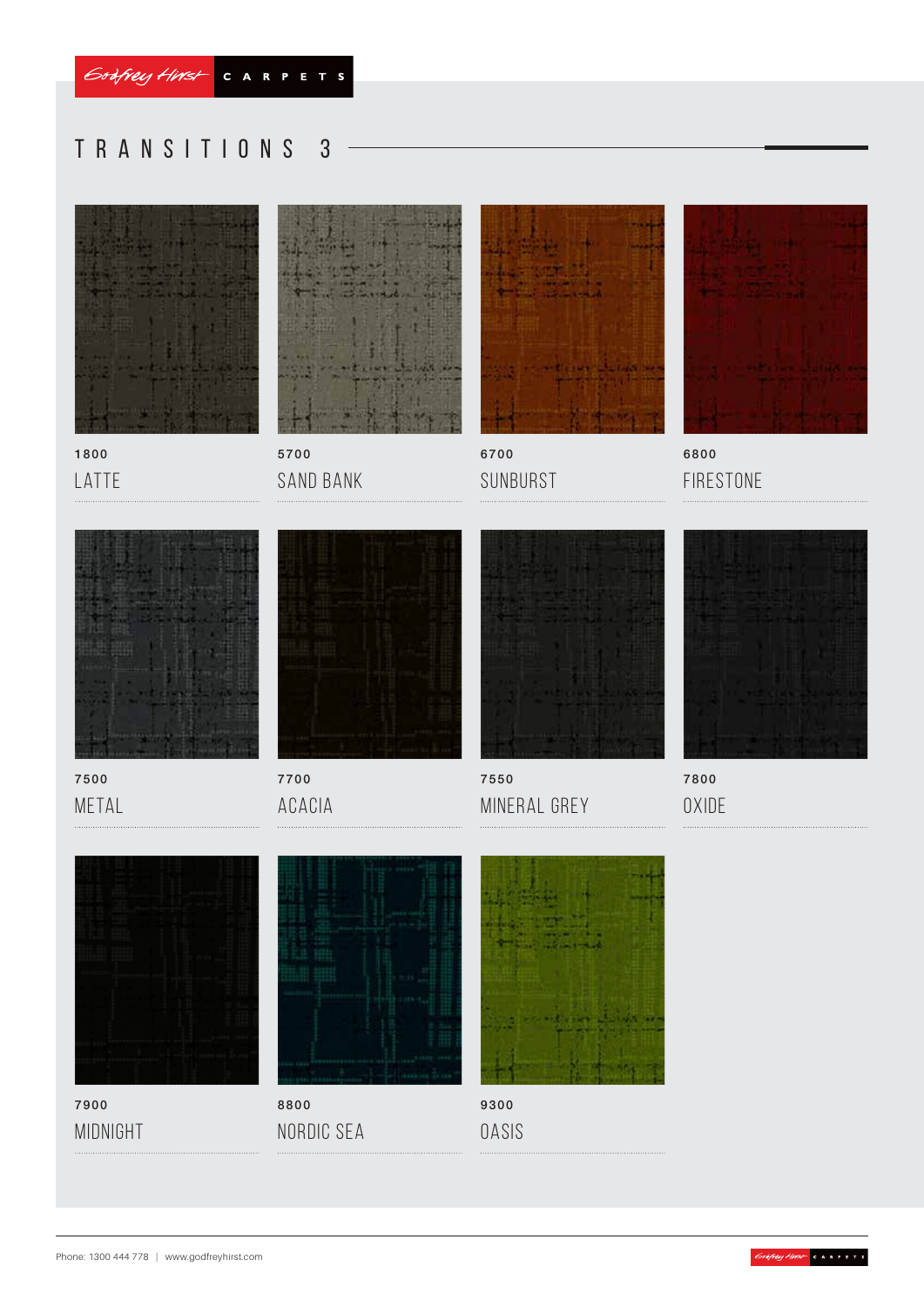Godfrey Hirst CARPETS

# TRANSITIONS 3

1800
LATTE

5700
SAND BANK

6700
SUNBURST

6800
FIRESTONE

7500
METAL

7700
ACACIA

7550
MINERAL GREY

7800
OXIDE

7900
MIDNIGHT

8800
NORDIC SEA

9300
OASIS

Phone: 1300 444 778 | www.godfreyhirst.com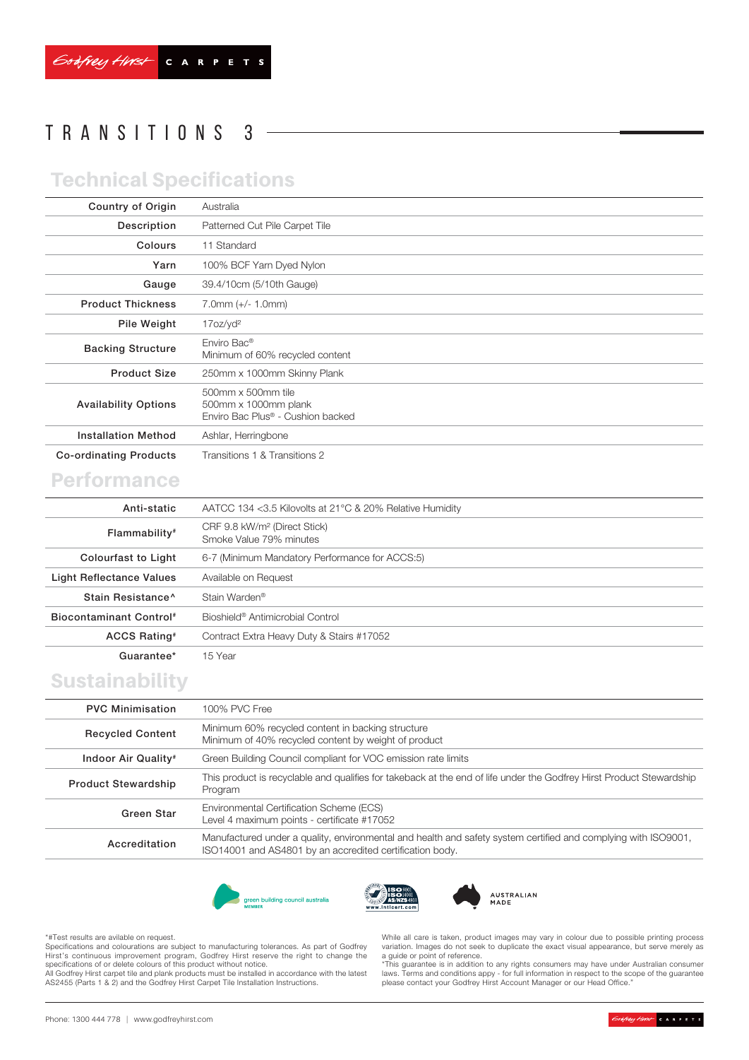# TRANSITIONS 3

## Technical Specifications

| | |
|---|---|
| Country of Origin | Australia |
| Description | Patterned Cut Pile Carpet Tile |
| Colours | 11 Standard |
| Yarn | 100% BCF Yarn Dyed Nylon |
| Gauge | 39.4/10cm (5/10th Gauge) |
| Product Thickness | 7.0mm (+/- 1.0mm) |
| Pile Weight | 17oz/yd² |
| Backing Structure | Enviro Bac® Minimum of 60% recycled content |
| Product Size | 250mm x 1000mm Skinny Plank |
| Availability Options | 500mm x 500mm tile 500mm x 1000mm plank Enviro Bac Plus® - Cushion backed |
| Installation Method | Ashlar, Herringbone |
| Co-ordinating Products | Transitions 1 & Transitions 2 |

## Performance

| | |
|---|---|
| Anti-static | AATCC 134 <3.5 Kilovolts at 21°C & 20% Relative Humidity |
| Flammability# | CRF 9.8 kW/m² (Direct Stick) Smoke Value 79% minutes |
| Colourfast to Light | 6-7 (Minimum Mandatory Performance for ACCS:5) |
| Light Reflectance Values | Available on Request |
| Stain Resistance^ | Stain Warden® |
| Biocontaminant Control# | Bioshield® Antimicrobial Control |
| ACCS Rating# | Contract Extra Heavy Duty & Stairs #17052 |
| Guarantee* | 15 Year |

## Sustainability

| | |
|---|---|
| PVC Minimisation | 100% PVC Free |
| Recycled Content | Minimum 60% recycled content in backing structure Minimum of 40% recycled content by weight of product |
| Indoor Air Quality# | Green Building Council compliant for VOC emission rate limits |
| Product Stewardship | This product is recyclable and qualifies for takeback at the end of life under the Godfrey Hirst Product Stewardship Program |
| Green Star | Environmental Certification Scheme (ECS) Level 4 maximum points - certificate #17052 |
| Accreditation | Manufactured under a quality, environmental and health and safety system certified and complying with ISO9001, ISO14001 and AS4801 by an accredited certification body. |

green building council australia MEMBER

AUSTRALIAN MADE

"#Test results are avilable on request.
Specifications and colourations are subject to manufacturing tolerances. As part of Godfrey Hirst's continuous improvement program, Godfrey Hirst reserve the right to change the specifications of or delete colours of this product without notice.
All Godfrey Hirst carpet tile and plank products must be installed in accordance with the latest AS2455 (Parts 1 & 2) and the Godfrey Hirst Carpet Tile Installation Instructions.

While all care is taken, product images may vary in colour due to possible printing process variation. Images do not seek to duplicate the exact visual appearance, but serve merely as a guide or point of reference.
*This guarantee is in addition to any rights consumers may have under Australian consumer laws. Terms and conditions appy - for full information in respect to the scope of the guarantee please contact your Godfrey Hirst Account Manager or our Head Office."

Phone: 1300 444 778 | www.godfreyhirst.com